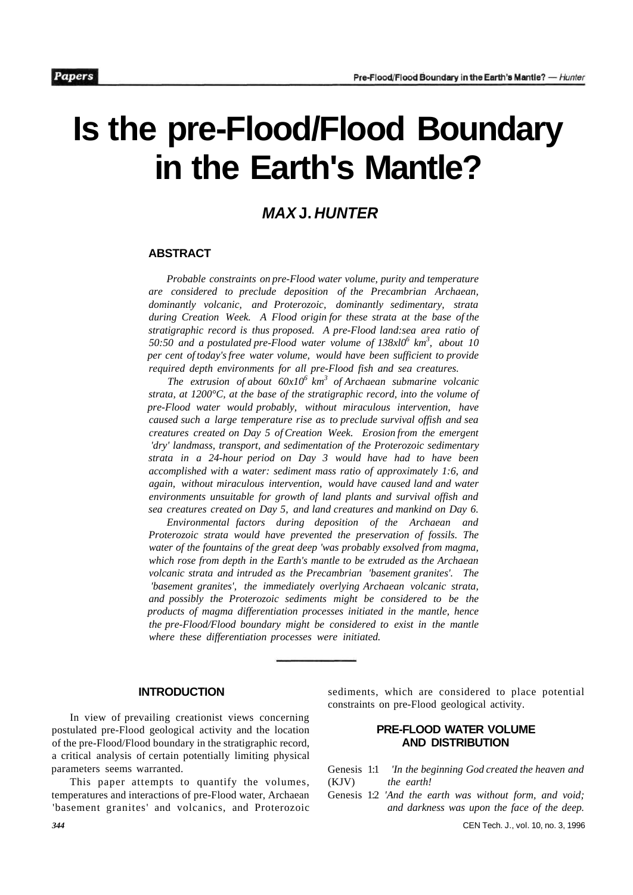# Is the pre-Flood/Flood Boundary in the Earth's Mantle?

## *MAX* J. *HUNTER*

### ABSTRACT

*Probable constraints on pre-Flood water volume, purity and temperature are considered to preclude deposition of the Precambrian Archaean, dominantly volcanic, and Proterozoic, dominantly sedimentary, strata during Creation Week. A Flood origin for these strata at the base of the stratigraphic record is thus proposed. A pre-Flood land:sea area ratio of 50:50 and a postulated pre-Flood water volume of $138 \times 10^6$ km$^3$, about 10 per cent of today's free water volume, would have been sufficient to provide required depth environments for all pre-Flood fish and sea creatures.*

*The extrusion of about $60 \times 10^6$ km$^3$ of Archaean submarine volcanic strata, at 1200°C, at the base of the stratigraphic record, into the volume of pre-Flood water would probably, without miraculous intervention, have caused such a large temperature rise as to preclude survival offish and sea creatures created on Day 5 of Creation Week. Erosion from the emergent 'dry' landmass, transport, and sedimentation of the Proterozoic sedimentary strata in a 24-hour period on Day 3 would have had to have been accomplished with a water: sediment mass ratio of approximately 1:6, and again, without miraculous intervention, would have caused land and water environments unsuitable for growth of land plants and survival offish and sea creatures created on Day 5, and land creatures and mankind on Day 6.*

*Environmental factors during deposition of the Archaean and Proterozoic strata would have prevented the preservation of fossils. The water of the fountains of the great deep 'was probably exsolved from magma, which rose from depth in the Earth's mantle to be extruded as the Archaean volcanic strata and intruded as the Precambrian 'basement granites'. The 'basement granites', the immediately overlying Archaean volcanic strata, and possibly the Proterozoic sediments might be considered to be the products of magma differentiation processes initiated in the mantle, hence the pre-Flood/Flood boundary might be considered to exist in the mantle where these differentiation processes were initiated.*

---

### INTRODUCTION

In view of prevailing creationist views concerning postulated pre-Flood geological activity and the location of the pre-Flood/Flood boundary in the stratigraphic record, a critical analysis of certain potentially limiting physical parameters seems warranted.

This paper attempts to quantify the volumes, temperatures and interactions of pre-Flood water, Archaean 'basement granites' and volcanics, and Proterozoic sediments, which are considered to place potential constraints on pre-Flood geological activity.

### PRE-FLOOD WATER VOLUME AND DISTRIBUTION

Genesis 1:1 (KJV) *'In the beginning God created the heaven and the earth!*

Genesis 1:2 *'And the earth was without form, and void; and darkness was upon the face of the deep.*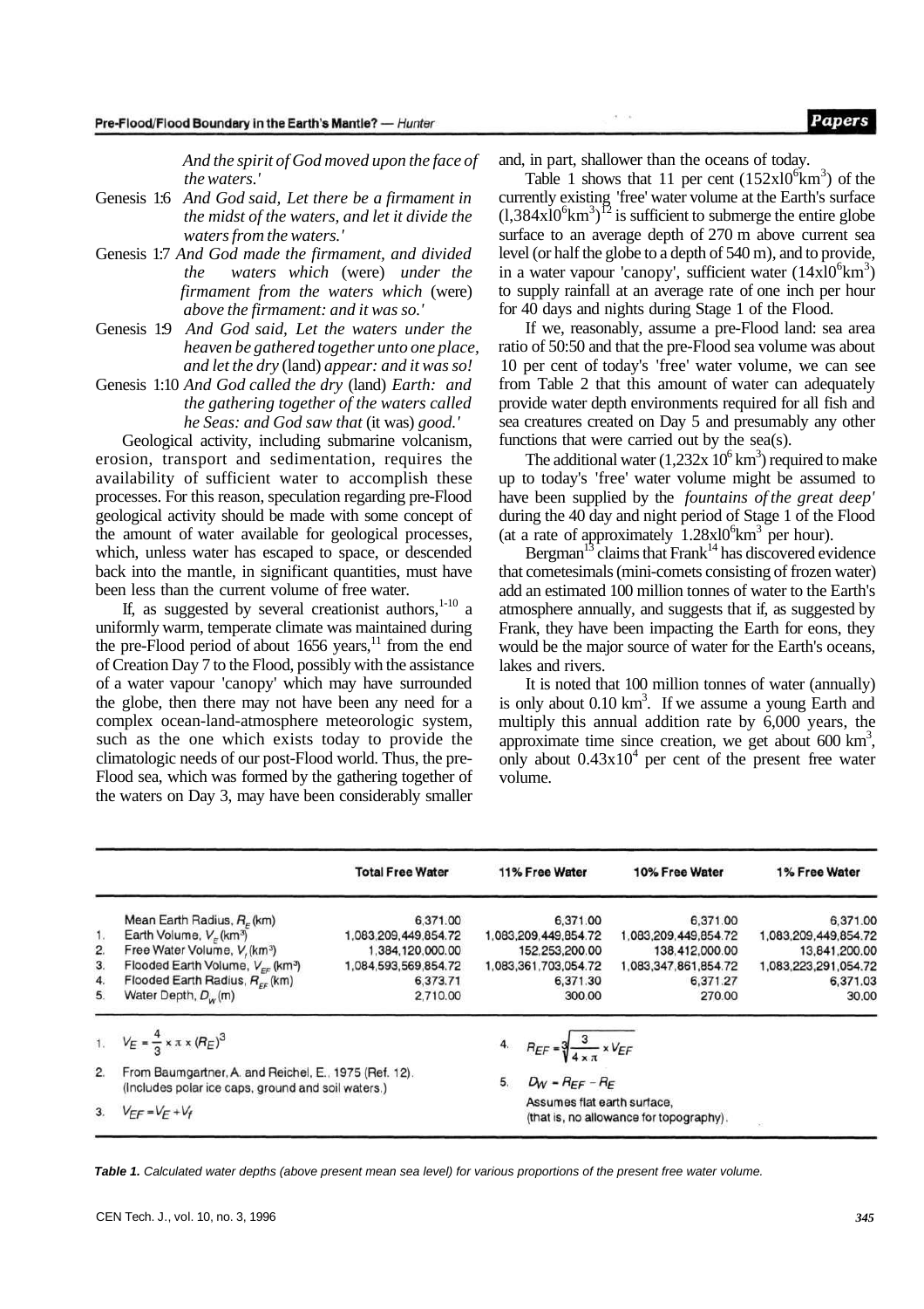*And the spirit of God moved upon the face of the waters.'*

Genesis 1:6 *And God said, Let there be a firmament in the midst of the waters, and let it divide the waters from the waters.'*

Genesis 1:7 *And God made the firmament, and divided the waters which* (were) *under the firmament from the waters which* (were) *above the firmament: and it was so.'*

Genesis 1:9 *And God said, Let the waters under the heaven be gathered together unto one place, and let the dry* (land) *appear: and it was so!*

Genesis 1:10 *And God called the dry* (land) *Earth: and the gathering together of the waters called he Seas: and God saw that* (it was) *good.'*

Geological activity, including submarine volcanism, erosion, transport and sedimentation, requires the availability of sufficient water to accomplish these processes. For this reason, speculation regarding pre-Flood geological activity should be made with some concept of the amount of water available for geological processes, which, unless water has escaped to space, or descended back into the mantle, in significant quantities, must have been less than the current volume of free water.

If, as suggested by several creationist authors,[1-10] a uniformly warm, temperate climate was maintained during the pre-Flood period of about 1656 years,[11] from the end of Creation Day 7 to the Flood, possibly with the assistance of a water vapour 'canopy' which may have surrounded the globe, then there may not have been any need for a complex ocean-land-atmosphere meteorologic system, such as the one which exists today to provide the climatologic needs of our post-Flood world. Thus, the pre-Flood sea, which was formed by the gathering together of the waters on Day 3, may have been considerably smaller and, in part, shallower than the oceans of today.

Table 1 shows that 11 per cent ($152 \times 10^6 km^3$) of the currently existing 'free' water volume at the Earth's surface ($1{,}384 \times 10^6 km^3$)[12] is sufficient to submerge the entire globe surface to an average depth of 270 m above current sea level (or half the globe to a depth of 540 m), and to provide, in a water vapour 'canopy', sufficient water ($14 \times 10^6 km^3$) to supply rainfall at an average rate of one inch per hour for 40 days and nights during Stage 1 of the Flood.

If we, reasonably, assume a pre-Flood land: sea area ratio of 50:50 and that the pre-Flood sea volume was about 10 per cent of today's 'free' water volume, we can see from Table 2 that this amount of water can adequately provide water depth environments required for all fish and sea creatures created on Day 5 and presumably any other functions that were carried out by the sea(s).

The additional water ($1{,}232 \times 10^6 km^3$) required to make up to today's 'free' water volume might be assumed to have been supplied by the *fountains of the great deep'* during the 40 day and night period of Stage 1 of the Flood (at a rate of approximately $1.28 \times 10^6 km^3$ per hour).

Bergman[13] claims that Frank[14] has discovered evidence that cometesimals (mini-comets consisting of frozen water) add an estimated 100 million tonnes of water to the Earth's atmosphere annually, and suggests that if, as suggested by Frank, they have been impacting the Earth for eons, they would be the major source of water for the Earth's oceans, lakes and rivers.

It is noted that 100 million tonnes of water (annually) is only about 0.10 $km^3$. If we assume a young Earth and multiply this annual addition rate by 6,000 years, the approximate time since creation, we get about 600 $km^3$, only about $0.43 \times 10^4$ per cent of the present free water volume.

| | | Total Free Water | 11% Free Water | 10% Free Water | 1% Free Water |
|---|---|---|---|---|---|
| | Mean Earth Radius, $R_E$ (km) | 6,371.00 | 6,371.00 | 6,371.00 | 6,371.00 |
| 1. | Earth Volume, $V_E$ ($km^3$) | 1,083,209,449,854.72 | 1,083,209,449,854.72 | 1,083,209,449,854.72 | 1,083,209,449,854.72 |
| 2. | Free Water Volume, $V_f$ ($km^3$) | 1,384,120,000.00 | 152,253,200.00 | 138,412,000.00 | 13,841,200.00 |
| 3. | Flooded Earth Volume, $V_{EF}$ ($km^3$) | 1,084,593,569,854.72 | 1,083,361,703,054.72 | 1,083,347,861,854.72 | 1,083,223,291,054.72 |
| 4. | Flooded Earth Radius, $R_{EF}$ (km) | 6,373.71 | 6,371.30 | 6,371.27 | 6,371.03 |
| 5. | Water Depth, $D_W$ (m) | 2,710.00 | 300.00 | 270.00 | 30.00 |

1. $V_E = \frac{4}{3} \times \pi \times (R_E)^3$
2. From Baumgartner, A. and Reichel, E., 1975 (Ref. 12). (Includes polar ice caps, ground and soil waters.)
3. $V_{EF} = V_E + V_f$
4. $R_{EF} = \sqrt[3]{\frac{3}{4 \times \pi} \times V_{EF}}$
5. $D_W = R_{EF} - R_E$
   Assumes flat earth surface, (that is, no allowance for topography).

**Table 1.** *Calculated water depths (above present mean sea level) for various proportions of the present free water volume.*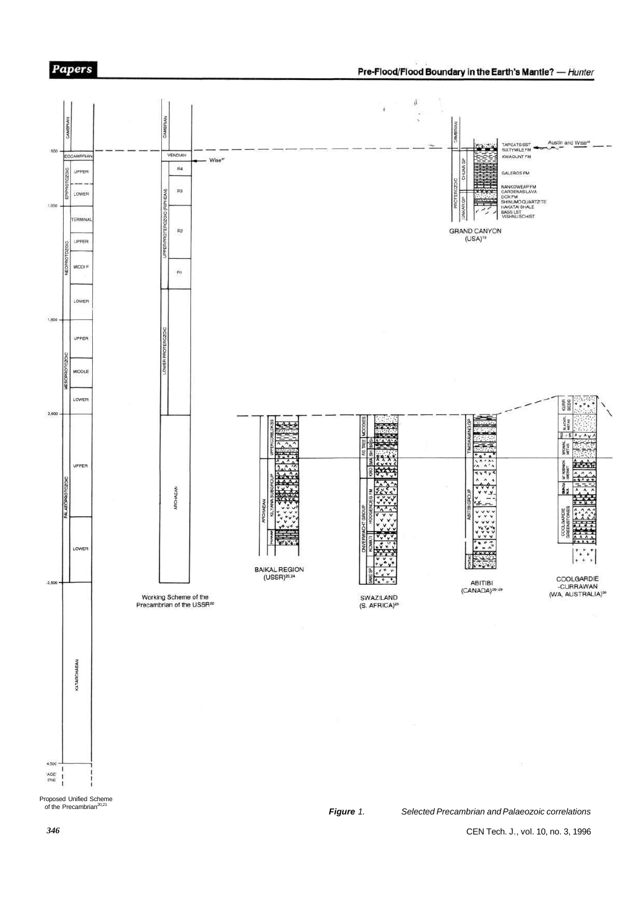***Figure** 1. Selected Precambrian and Palaeozoic correlations*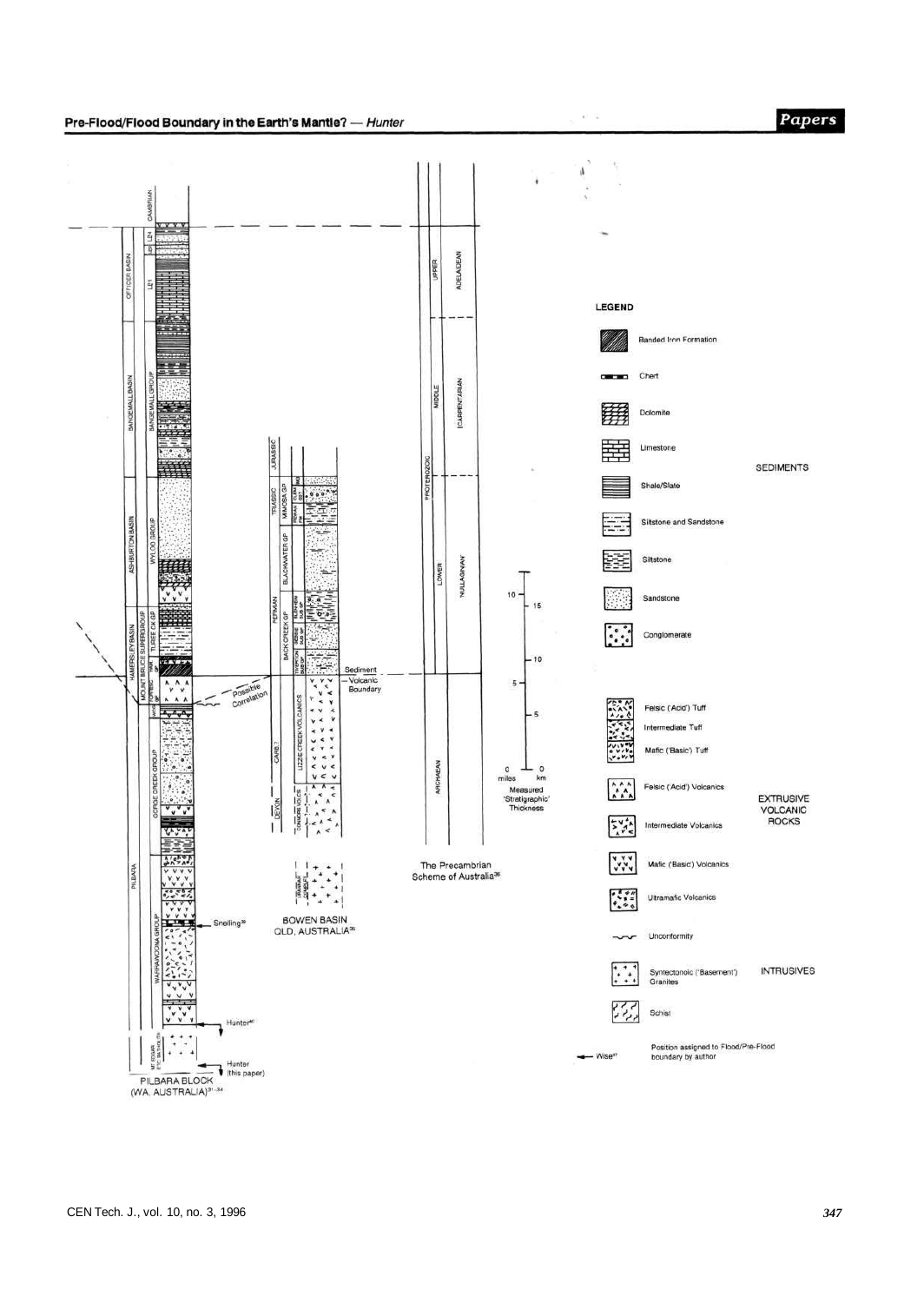LEGEND

Banded Iron Formation

Chert

Dolomite

Limestone

Shale/Slate

Siltstone and Sandstone

Siltstone

Sandstone

Conglomerate

SEDIMENTS

Felsic ('Acid') Tuff

Intermediate Tuff

Mafic ('Basic') Tuff

Felsic ('Acid') Volcanics

Intermediate Volcanics

Mafic ('Basic') Volcanics

Ultramafic Volcanics

EXTRUSIVE VOLCANIC ROCKS

Unconformity

Syntectonic ('Basement') Granites

INTRUSIVES

Schist

Position assigned to Flood/Pre-Flood boundary by author

PILBARA BLOCK (WA, AUSTRALIA)[31-34]

BOWEN BASIN QLD, AUSTRALIA[35]

The Precambrian Scheme of Australia[36]

Measured 'Stratigraphic' Thickness

Sediment — Volcanic Boundary

Possible Correlation

Snelling[38]

Hunter[40]

Hunter (this paper)

Wise[37]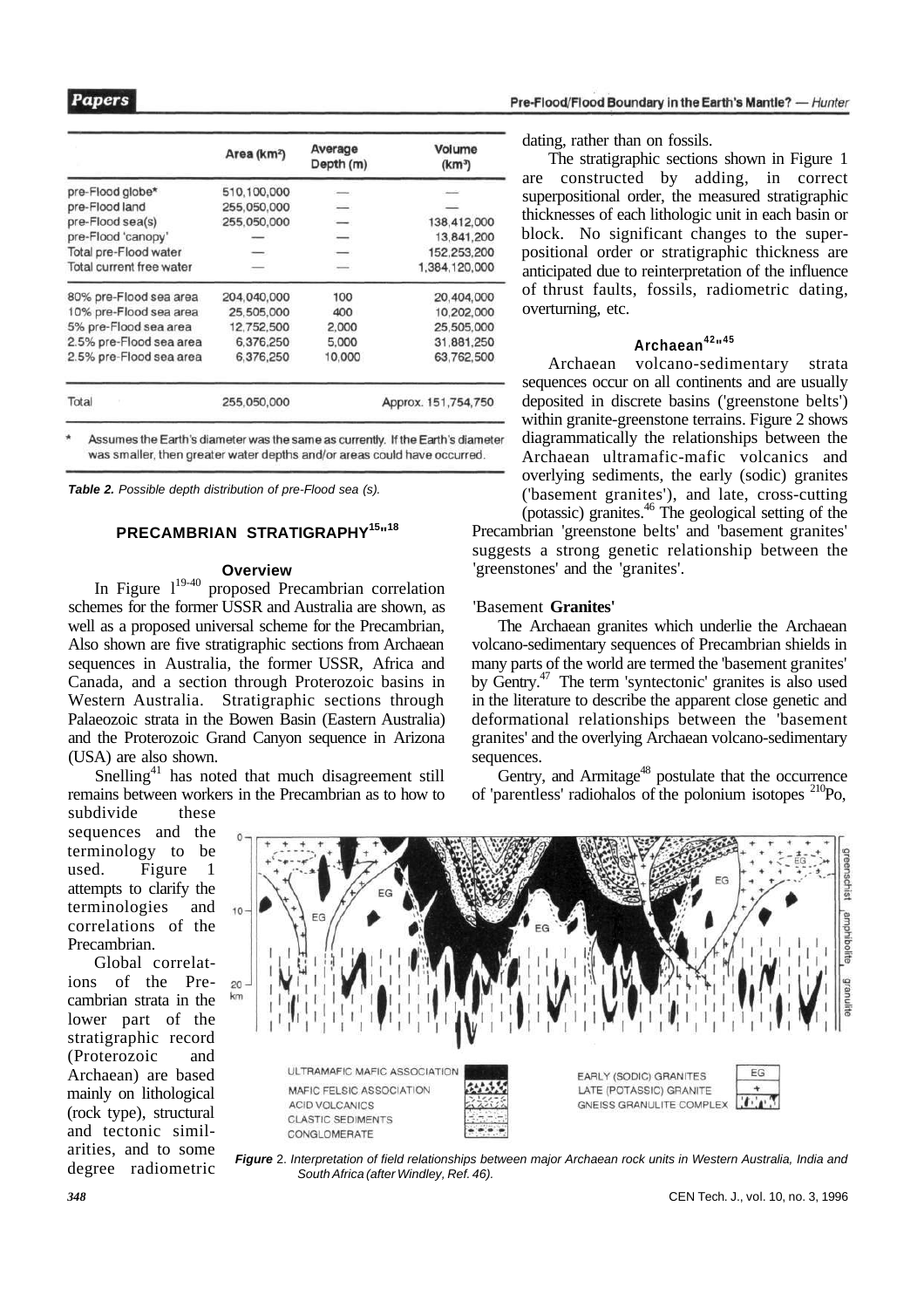| | Area (km²) | Average Depth (m) | Volume (km³) |
|---|---|---|---|
| pre-Flood globe* | 510,100,000 | — | — |
| pre-Flood land | 255,050,000 | — | — |
| pre-Flood sea(s) | 255,050,000 | — | 138,412,000 |
| pre-Flood 'canopy' | — | — | 13,841,200 |
| Total pre-Flood water | — | — | 152,253,200 |
| Total current free water | — | — | 1,384,120,000 |
| 80% pre-Flood sea area | 204,040,000 | 100 | 20,404,000 |
| 10% pre-Flood sea area | 25,505,000 | 400 | 10,202,000 |
| 5% pre-Flood sea area | 12,752,500 | 2,000 | 25,505,000 |
| 2.5% pre-Flood sea area | 6,376,250 | 5,000 | 31,881,250 |
| 2.5% pre-Flood sea area | 6,376,250 | 10,000 | 63,762,500 |
| Total | 255,050,000 | | Approx. 151,754,750 |

\* Assumes the Earth's diameter was the same as currently. If the Earth's diameter was smaller, then greater water depths and/or areas could have occurred.

*Table 2. Possible depth distribution of pre-Flood sea (s).*

## PRECAMBRIAN STRATIGRAPHY[15-18]

### Overview

In Figure 1[19-40] proposed Precambrian correlation schemes for the former USSR and Australia are shown, as well as a proposed universal scheme for the Precambrian, Also shown are five stratigraphic sections from Archaean sequences in Australia, the former USSR, Africa and Canada, and a section through Proterozoic basins in Western Australia. Stratigraphic sections through Palaeozoic strata in the Bowen Basin (Eastern Australia) and the Proterozoic Grand Canyon sequence in Arizona (USA) are also shown.

Snelling[41] has noted that much disagreement still remains between workers in the Precambrian as to how to subdivide these sequences and the terminology to be used. Figure 1 attempts to clarify the terminologies and correlations of the Precambrian.

Global correlations of the Precambrian strata in the lower part of the stratigraphic record (Proterozoic and Archaean) are based mainly on lithological (rock type), structural and tectonic similarities, and to some degree radiometric dating, rather than on fossils.

The stratigraphic sections shown in Figure 1 are constructed by adding, in correct superpositional order, the measured stratigraphic thicknesses of each lithologic unit in each basin or block. No significant changes to the superpositional order or stratigraphic thickness are anticipated due to reinterpretation of the influence of thrust faults, fossils, radiometric dating, overturning, etc.

### Archaean[42-45]

Archaean volcano-sedimentary strata sequences occur on all continents and are usually deposited in discrete basins ('greenstone belts') within granite-greenstone terrains. Figure 2 shows diagrammatically the relationships between the Archaean ultramafic-mafic volcanics and overlying sediments, the early (sodic) granites ('basement granites'), and late, cross-cutting (potassic) granites.[46] The geological setting of the Precambrian 'greenstone belts' and 'basement granites' suggests a strong genetic relationship between the 'greenstones' and the 'granites'.

### 'Basement Granites'

The Archaean granites which underlie the Archaean volcano-sedimentary sequences of Precambrian shields in many parts of the world are termed the 'basement granites' by Gentry.[47] The term 'syntectonic' granites is also used in the literature to describe the apparent close genetic and deformational relationships between the 'basement granites' and the overlying Archaean volcano-sedimentary sequences.

Gentry, and Armitage[48] postulate that the occurrence of 'parentless' radiohalos of the polonium isotopes $^{210}$Po,

*Figure 2. Interpretation of field relationships between major Archaean rock units in Western Australia, India and South Africa (after Windley, Ref. 46).*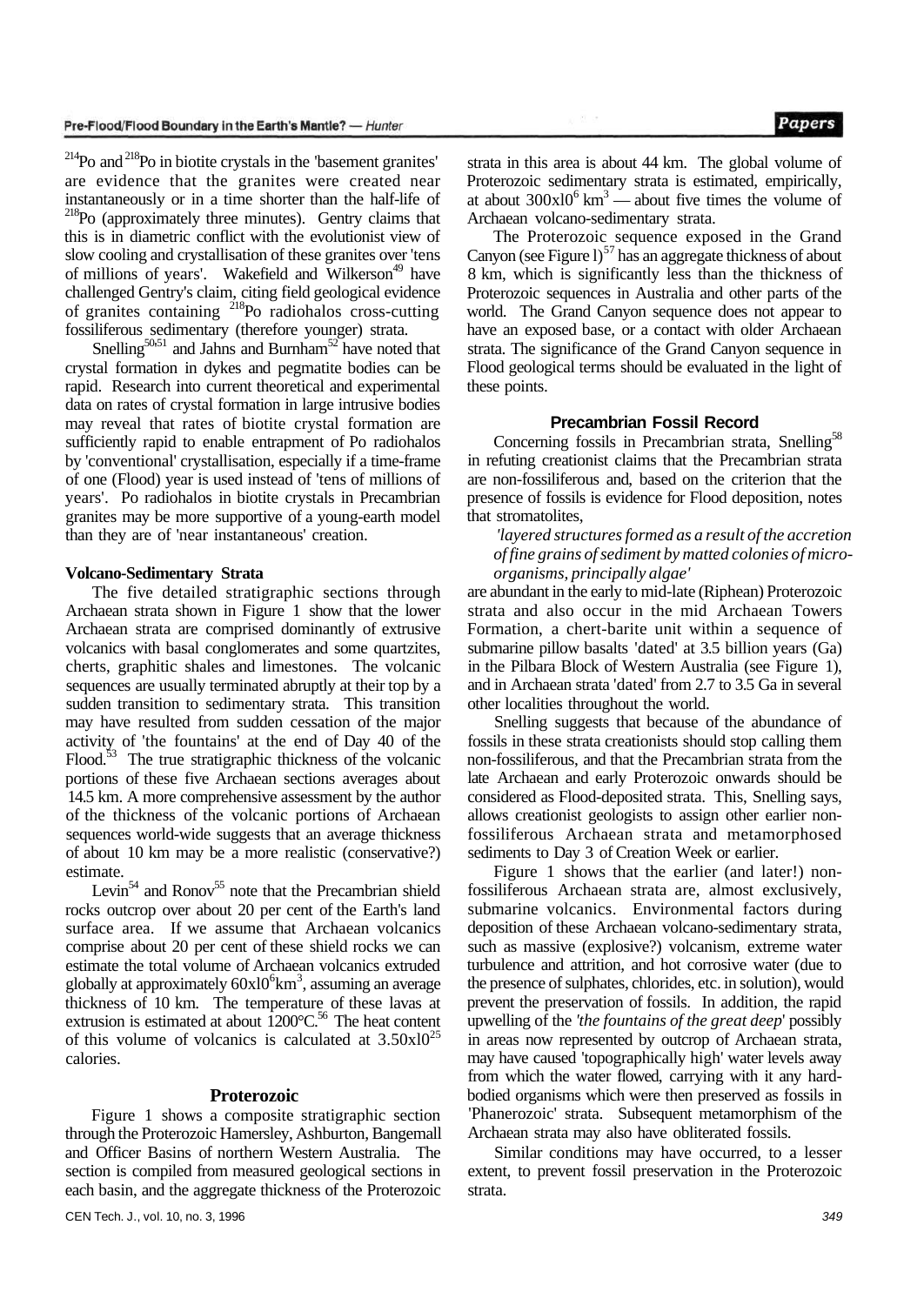$^{214}Po$ and $^{218}Po$ in biotite crystals in the 'basement granites' are evidence that the granites were created near instantaneously or in a time shorter than the half-life of $^{218}Po$ (approximately three minutes). Gentry claims that this is in diametric conflict with the evolutionist view of slow cooling and crystallisation of these granites over 'tens of millions of years'. Wakefield and Wilkerson[49] have challenged Gentry's claim, citing field geological evidence of granites containing $^{218}Po$ radiohalos cross-cutting fossiliferous sedimentary (therefore younger) strata.

Snelling[50,51] and Jahns and Burnham[52] have noted that crystal formation in dykes and pegmatite bodies can be rapid. Research into current theoretical and experimental data on rates of crystal formation in large intrusive bodies may reveal that rates of biotite crystal formation are sufficiently rapid to enable entrapment of Po radiohalos by 'conventional' crystallisation, especially if a time-frame of one (Flood) year is used instead of 'tens of millions of years'. Po radiohalos in biotite crystals in Precambrian granites may be more supportive of a young-earth model than they are of 'near instantaneous' creation.

**Volcano-Sedimentary Strata**

The five detailed stratigraphic sections through Archaean strata shown in Figure 1 show that the lower Archaean strata are comprised dominantly of extrusive volcanics with basal conglomerates and some quartzites, cherts, graphitic shales and limestones. The volcanic sequences are usually terminated abruptly at their top by a sudden transition to sedimentary strata. This transition may have resulted from sudden cessation of the major activity of 'the fountains' at the end of Day 40 of the Flood.[53] The true stratigraphic thickness of the volcanic portions of these five Archaean sections averages about 14.5 km. A more comprehensive assessment by the author of the thickness of the volcanic portions of Archaean sequences world-wide suggests that an average thickness of about 10 km may be a more realistic (conservative?) estimate.

Levin[54] and Ronov[55] note that the Precambrian shield rocks outcrop over about 20 per cent of the Earth's land surface area. If we assume that Archaean volcanics comprise about 20 per cent of these shield rocks we can estimate the total volume of Archaean volcanics extruded globally at approximately $60 \times 10^6 km^3$, assuming an average thickness of 10 km. The temperature of these lavas at extrusion is estimated at about 1200°C.[56] The heat content of this volume of volcanics is calculated at $3.50 \times 10^{25}$ calories.

### Proterozoic

Figure 1 shows a composite stratigraphic section through the Proterozoic Hamersley, Ashburton, Bangemall and Officer Basins of northern Western Australia. The section is compiled from measured geological sections in each basin, and the aggregate thickness of the Proterozoic strata in this area is about 44 km. The global volume of Proterozoic sedimentary strata is estimated, empirically, at about $300 \times 10^6 km^3$ — about five times the volume of Archaean volcano-sedimentary strata.

The Proterozoic sequence exposed in the Grand Canyon (see Figure 1)[57] has an aggregate thickness of about 8 km, which is significantly less than the thickness of Proterozoic sequences in Australia and other parts of the world. The Grand Canyon sequence does not appear to have an exposed base, or a contact with older Archaean strata. The significance of the Grand Canyon sequence in Flood geological terms should be evaluated in the light of these points.

### Precambrian Fossil Record

Concerning fossils in Precambrian strata, Snelling[58] in refuting creationist claims that the Precambrian strata are non-fossiliferous and, based on the criterion that the presence of fossils is evidence for Flood deposition, notes that stromatolites,

> *'layered structures formed as a result of the accretion of fine grains of sediment by matted colonies of micro-organisms, principally algae'*

are abundant in the early to mid-late (Riphean) Proterozoic strata and also occur in the mid Archaean Towers Formation, a chert-barite unit within a sequence of submarine pillow basalts 'dated' at 3.5 billion years (Ga) in the Pilbara Block of Western Australia (see Figure 1), and in Archaean strata 'dated' from 2.7 to 3.5 Ga in several other localities throughout the world.

Snelling suggests that because of the abundance of fossils in these strata creationists should stop calling them non-fossiliferous, and that the Precambrian strata from the late Archaean and early Proterozoic onwards should be considered as Flood-deposited strata. This, Snelling says, allows creationist geologists to assign other earlier non-fossiliferous Archaean strata and metamorphosed sediments to Day 3 of Creation Week or earlier.

Figure 1 shows that the earlier (and later!) non-fossiliferous Archaean strata are, almost exclusively, submarine volcanics. Environmental factors during deposition of these Archaean volcano-sedimentary strata, such as massive (explosive?) volcanism, extreme water turbulence and attrition, and hot corrosive water (due to the presence of sulphates, chlorides, etc. in solution), would prevent the preservation of fossils. In addition, the rapid upwelling of the *'the fountains of the great deep'* possibly in areas now represented by outcrop of Archaean strata, may have caused 'topographically high' water levels away from which the water flowed, carrying with it any hard-bodied organisms which were then preserved as fossils in 'Phanerozoic' strata. Subsequent metamorphism of the Archaean strata may also have obliterated fossils.

Similar conditions may have occurred, to a lesser extent, to prevent fossil preservation in the Proterozoic strata.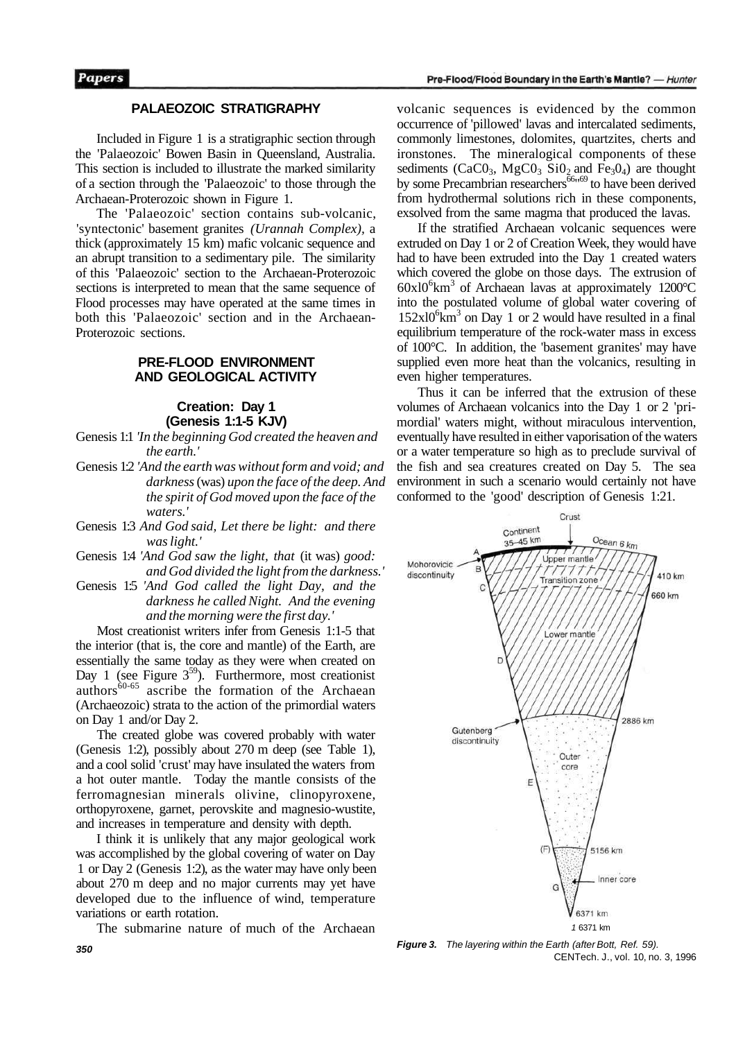## PALAEOZOIC STRATIGRAPHY

Included in Figure 1 is a stratigraphic section through the 'Palaeozoic' Bowen Basin in Queensland, Australia. This section is included to illustrate the marked similarity of a section through the 'Palaeozoic' to those through the Archaean-Proterozoic shown in Figure 1.

The 'Palaeozoic' section contains sub-volcanic, 'syntectonic' basement granites *(Urannah Complex),* a thick (approximately 15 km) mafic volcanic sequence and an abrupt transition to a sedimentary pile. The similarity of this 'Palaeozoic' section to the Archaean-Proterozoic sections is interpreted to mean that the same sequence of Flood processes may have operated at the same times in both this 'Palaeozoic' section and in the Archaean-Proterozoic sections.

## PRE-FLOOD ENVIRONMENT AND GEOLOGICAL ACTIVITY

### Creation: Day 1 (Genesis 1:1-5 KJV)

Genesis 1:1 *'In the beginning God created the heaven and the earth.'*

Genesis 1:2 *'And the earth was without form and void; and darkness* (was) *upon the face of the deep. And the spirit of God moved upon the face of the waters.'*

Genesis 1:3 *And God said, Let there be light: and there was light.'*

Genesis 1:4 *'And God saw the light, that* (it was) *good: and God divided the light from the darkness.'*

Genesis 1:5 *'And God called the light Day, and the darkness he called Night. And the evening and the morning were the first day.'*

Most creationist writers infer from Genesis 1:1-5 that the interior (that is, the core and mantle) of the Earth, are essentially the same today as they were when created on Day 1 (see Figure 3[59]). Furthermore, most creationist authors[60-65] ascribe the formation of the Archaean (Archaeozoic) strata to the action of the primordial waters on Day 1 and/or Day 2.

The created globe was covered probably with water (Genesis 1:2), possibly about 270 m deep (see Table 1), and a cool solid 'crust' may have insulated the waters from a hot outer mantle. Today the mantle consists of the ferromagnesian minerals olivine, clinopyroxene, orthopyroxene, garnet, perovskite and magnesio-wustite, and increases in temperature and density with depth.

I think it is unlikely that any major geological work was accomplished by the global covering of water on Day 1 or Day 2 (Genesis 1:2), as the water may have only been about 270 m deep and no major currents may yet have developed due to the influence of wind, temperature variations or earth rotation.

The submarine nature of much of the Archaean volcanic sequences is evidenced by the common occurrence of 'pillowed' lavas and intercalated sediments, commonly limestones, dolomites, quartzites, cherts and ironstones. The mineralogical components of these sediments ($CaCO_3$, $MgCO_3$ $SiO_2$ and $Fe_3O_4$) are thought by some Precambrian researchers[66-69] to have been derived from hydrothermal solutions rich in these components, exsolved from the same magma that produced the lavas.

If the stratified Archaean volcanic sequences were extruded on Day 1 or 2 of Creation Week, they would have had to have been extruded into the Day 1 created waters which covered the globe on those days. The extrusion of $60 \times 10^6 km^3$ of Archaean lavas at approximately 1200°C into the postulated volume of global water covering of $152 \times 10^6 km^3$ on Day 1 or 2 would have resulted in a final equilibrium temperature of the rock-water mass in excess of 100°C. In addition, the 'basement granites' may have supplied even more heat than the volcanics, resulting in even higher temperatures.

Thus it can be inferred that the extrusion of these volumes of Archaean volcanics into the Day 1 or 2 'primordial' waters might, without miraculous intervention, eventually have resulted in either vaporisation of the waters or a water temperature so high as to preclude survival of the fish and sea creatures created on Day 5. The sea environment in such a scenario would certainly not have conformed to the 'good' description of Genesis 1:21.

**Figure 3.** *The layering within the Earth (after Bott, Ref. 59).*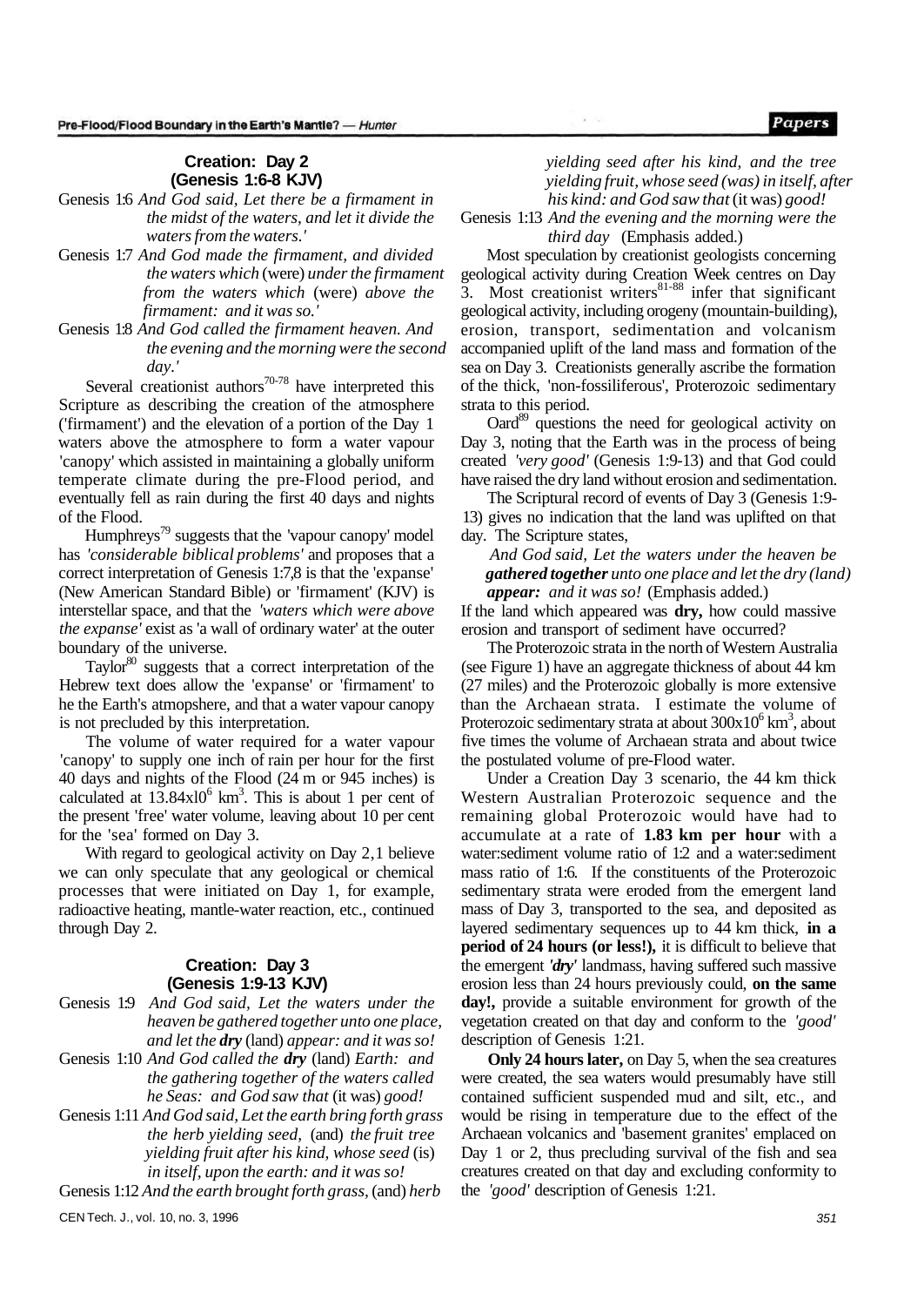### Creation: Day 2 (Genesis 1:6-8 KJV)

Genesis 1:6 *And God said, Let there be a firmament in the midst of the waters, and let it divide the waters from the waters.'*

Genesis 1:7 *And God made the firmament, and divided the waters which* (were) *under the firmament from the waters which* (were) *above the firmament: and it was so.'*

Genesis 1:8 *And God called the firmament heaven. And the evening and the morning were the second day.'*

Several creationist authors[70-78] have interpreted this Scripture as describing the creation of the atmosphere ('firmament') and the elevation of a portion of the Day 1 waters above the atmosphere to form a water vapour 'canopy' which assisted in maintaining a globally uniform temperate climate during the pre-Flood period, and eventually fell as rain during the first 40 days and nights of the Flood.

Humphreys[79] suggests that the 'vapour canopy' model has *'considerable biblical problems'* and proposes that a correct interpretation of Genesis 1:7,8 is that the 'expanse' (New American Standard Bible) or 'firmament' (KJV) is interstellar space, and that the *'waters which were above the expanse'* exist as 'a wall of ordinary water' at the outer boundary of the universe.

Taylor[80] suggests that a correct interpretation of the Hebrew text does allow the 'expanse' or 'firmament' to he the Earth's atmopshere, and that a water vapour canopy is not precluded by this interpretation.

The volume of water required for a water vapour 'canopy' to supply one inch of rain per hour for the first 40 days and nights of the Flood (24 m or 945 inches) is calculated at $13.84 \times 10^6$ km$^3$. This is about 1 per cent of the present 'free' water volume, leaving about 10 per cent for the 'sea' formed on Day 3.

With regard to geological activity on Day 2, I believe we can only speculate that any geological or chemical processes that were initiated on Day 1, for example, radioactive heating, mantle-water reaction, etc., continued through Day 2.

### Creation: Day 3 (Genesis 1:9-13 KJV)

Genesis 1:9 *And God said, Let the waters under the heaven be gathered together unto one place, and let the* ***dry*** (land) *appear: and it was so!*

Genesis 1:10 *And God called the* ***dry*** (land) *Earth: and the gathering together of the waters called he Seas: and God saw that* (it was) *good!*

Genesis 1:11 *And God said, Let the earth bring forth grass the herb yielding seed,* (and) *the fruit tree yielding fruit after his kind, whose seed* (is) *in itself, upon the earth: and it was so!*

Genesis 1:12 *And the earth brought forth grass,* (and) *herb yielding seed after his kind, and the tree yielding fruit, whose seed (was) in itself, after his kind: and God saw that* (it was) *good!*

Genesis 1:13 *And the evening and the morning were the third day* (Emphasis added.)

Most speculation by creationist geologists concerning geological activity during Creation Week centres on Day 3. Most creationist writers[81-88] infer that significant geological activity, including orogeny (mountain-building), erosion, transport, sedimentation and volcanism accompanied uplift of the land mass and formation of the sea on Day 3. Creationists generally ascribe the formation of the thick, 'non-fossiliferous', Proterozoic sedimentary strata to this period.

Oard[89] questions the need for geological activity on Day 3, noting that the Earth was in the process of being created *'very good'* (Genesis 1:9-13) and that God could have raised the dry land without erosion and sedimentation.

The Scriptural record of events of Day 3 (Genesis 1:9-13) gives no indication that the land was uplifted on that day. The Scripture states,

> *And God said, Let the waters under the heaven be* ***gathered together*** *unto one place and let the dry (land)* ***appear:*** *and it was so!* (Emphasis added.)

If the land which appeared was **dry,** how could massive erosion and transport of sediment have occurred?

The Proterozoic strata in the north of Western Australia (see Figure 1) have an aggregate thickness of about 44 km (27 miles) and the Proterozoic globally is more extensive than the Archaean strata. I estimate the volume of Proterozoic sedimentary strata at about $300 \times 10^6$ km$^3$, about five times the volume of Archaean strata and about twice the postulated volume of pre-Flood water.

Under a Creation Day 3 scenario, the 44 km thick Western Australian Proterozoic sequence and the remaining global Proterozoic would have had to accumulate at a rate of **1.83 km per hour** with a water:sediment volume ratio of 1:2 and a water:sediment mass ratio of 1:6. If the constituents of the Proterozoic sedimentary strata were eroded from the emergent land mass of Day 3, transported to the sea, and deposited as layered sedimentary sequences up to 44 km thick, **in a period of 24 hours (or less!),** it is difficult to believe that the emergent ***'dry'*** landmass, having suffered such massive erosion less than 24 hours previously could, **on the same day!,** provide a suitable environment for growth of the vegetation created on that day and conform to the *'good'* description of Genesis 1:21.

**Only 24 hours later,** on Day 5, when the sea creatures were created, the sea waters would presumably have still contained sufficient suspended mud and silt, etc., and would be rising in temperature due to the effect of the Archaean volcanics and 'basement granites' emplaced on Day 1 or 2, thus precluding survival of the fish and sea creatures created on that day and excluding conformity to the *'good'* description of Genesis 1:21.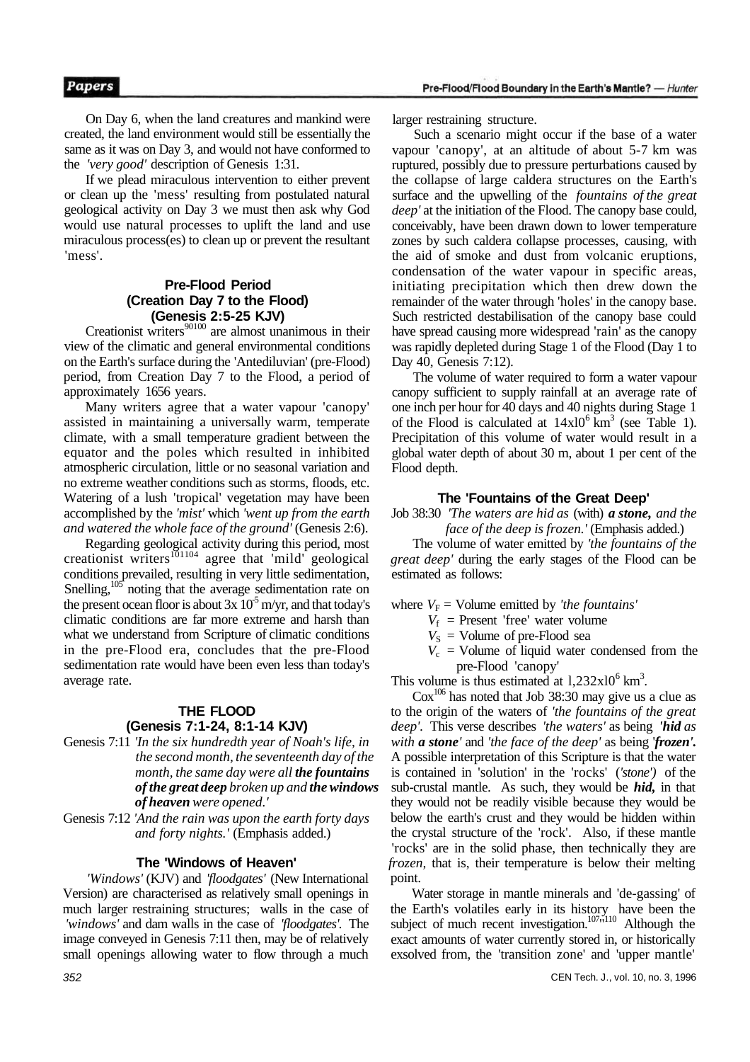On Day 6, when the land creatures and mankind were created, the land environment would still be essentially the same as it was on Day 3, and would not have conformed to the *'very good'* description of Genesis 1:31.

If we plead miraculous intervention to either prevent or clean up the 'mess' resulting from postulated natural geological activity on Day 3 we must then ask why God would use natural processes to uplift the land and use miraculous process(es) to clean up or prevent the resultant 'mess'.

### Pre-Flood Period (Creation Day 7 to the Flood) (Genesis 2:5-25 KJV)

Creationist writers[90100] are almost unanimous in their view of the climatic and general environmental conditions on the Earth's surface during the 'Antediluvian' (pre-Flood) period, from Creation Day 7 to the Flood, a period of approximately 1656 years.

Many writers agree that a water vapour 'canopy' assisted in maintaining a universally warm, temperate climate, with a small temperature gradient between the equator and the poles which resulted in inhibited atmospheric circulation, little or no seasonal variation and no extreme weather conditions such as storms, floods, etc. Watering of a lush 'tropical' vegetation may have been accomplished by the *'mist'* which *'went up from the earth and watered the whole face of the ground'* (Genesis 2:6).

Regarding geological activity during this period, most creationist writers[101104] agree that 'mild' geological conditions prevailed, resulting in very little sedimentation, Snelling,[105] noting that the average sedimentation rate on the present ocean floor is about $3x\ 10^{-5}$ m/yr, and that today's climatic conditions are far more extreme and harsh than what we understand from Scripture of climatic conditions in the pre-Flood era, concludes that the pre-Flood sedimentation rate would have been even less than today's average rate.

## THE FLOOD (Genesis 7:1-24, 8:1-14 KJV)

Genesis 7:11 *'In the six hundredth year of Noah's life, in the second month, the seventeenth day of the month, the same day were all **the fountains of the great deep** broken up and **the windows of heaven** were opened.'*

Genesis 7:12 *'And the rain was upon the earth forty days and forty nights.'* (Emphasis added.)

### The 'Windows of Heaven'

*'Windows'* (KJV) and *'floodgates'* (New International Version) are characterised as relatively small openings in much larger restraining structures; walls in the case of *'windows'* and dam walls in the case of *'floodgates'*. The image conveyed in Genesis 7:11 then, may be of relatively small openings allowing water to flow through a much larger restraining structure.

Such a scenario might occur if the base of a water vapour 'canopy', at an altitude of about 5-7 km was ruptured, possibly due to pressure perturbations caused by the collapse of large caldera structures on the Earth's surface and the upwelling of the *fountains of the great deep'* at the initiation of the Flood. The canopy base could, conceivably, have been drawn down to lower temperature zones by such caldera collapse processes, causing, with the aid of smoke and dust from volcanic eruptions, condensation of the water vapour in specific areas, initiating precipitation which then drew down the remainder of the water through 'holes' in the canopy base. Such restricted destabilisation of the canopy base could have spread causing more widespread 'rain' as the canopy was rapidly depleted during Stage 1 of the Flood (Day 1 to Day 40, Genesis 7:12).

The volume of water required to form a water vapour canopy sufficient to supply rainfall at an average rate of one inch per hour for 40 days and 40 nights during Stage 1 of the Flood is calculated at $14x10^6$ $km^3$ (see Table 1). Precipitation of this volume of water would result in a global water depth of about 30 m, about 1 per cent of the Flood depth.

### The 'Fountains of the Great Deep'

Job 38:30 *'The waters are hid as* (with) ***a stone,*** *and the face of the deep is frozen.'* (Emphasis added.)

The volume of water emitted by *'the fountains of the great deep'* during the early stages of the Flood can be estimated as follows:

where $V_F$ = Volume emitted by *'the fountains'*
$V_f$ = Present 'free' water volume
$V_S$ = Volume of pre-Flood sea
$V_c$ = Volume of liquid water condensed from the pre-Flood 'canopy'

This volume is thus estimated at $1{,}232x10^6$ $km^3$.

Cox[106] has noted that Job 38:30 may give us a clue as to the origin of the waters of *'the fountains of the great deep'*. This verse describes *'the waters'* as being ***'hid** as with **a stone'*** and *'the face of the deep'* as being ***'frozen'.*** A possible interpretation of this Scripture is that the water is contained in 'solution' in the 'rocks' (*'stone')* of the sub-crustal mantle. As such, they would be ***hid,*** in that they would not be readily visible because they would be below the earth's crust and they would be hidden within the crystal structure of the 'rock'. Also, if these mantle 'rocks' are in the solid phase, then technically they are *frozen,* that is, their temperature is below their melting point.

Water storage in mantle minerals and 'de-gassing' of the Earth's volatiles early in its history have been the subject of much recent investigation.[107,110] Although the exact amounts of water currently stored in, or historically exsolved from, the 'transition zone' and 'upper mantle'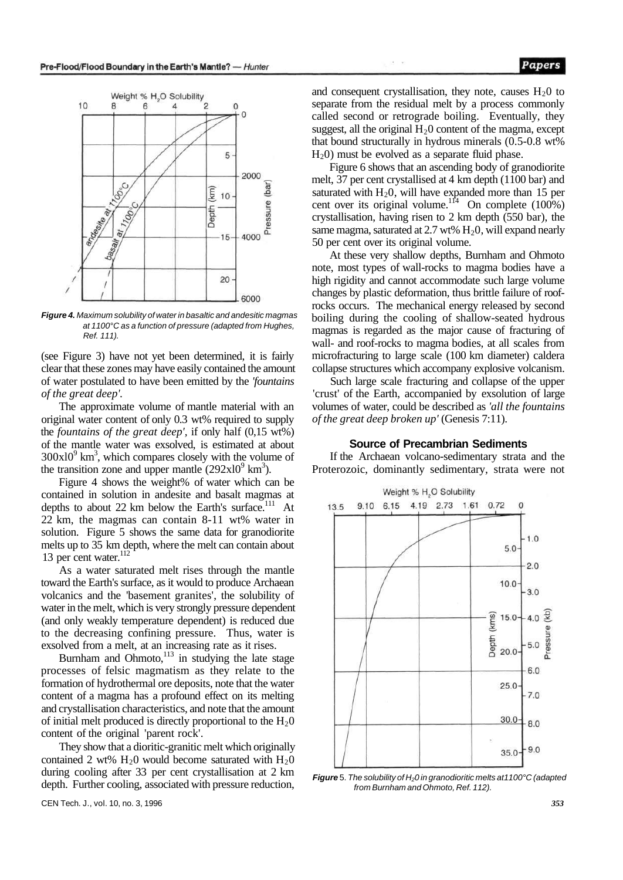*Figure 4. Maximum solubility of water in basaltic and andesitic magmas at 1100°C as a function of pressure (adapted from Hughes, Ref. 111).*

(see Figure 3) have not yet been determined, it is fairly clear that these zones may have easily contained the amount of water postulated to have been emitted by the *'fountains of the great deep'.*

The approximate volume of mantle material with an original water content of only 0.3 wt% required to supply the *fountains of the great deep',* if only half (0,15 wt%) of the mantle water was exsolved, is estimated at about $300x10^9$ km$^3$, which compares closely with the volume of the transition zone and upper mantle ($292x10^9$ km$^3$).

Figure 4 shows the weight% of water which can be contained in solution in andesite and basalt magmas at depths to about 22 km below the Earth's surface.[111] At 22 km, the magmas can contain 8-11 wt% water in solution. Figure 5 shows the same data for granodiorite melts up to 35 km depth, where the melt can contain about 13 per cent water.[112]

As a water saturated melt rises through the mantle toward the Earth's surface, as it would to produce Archaean volcanics and the 'basement granites', the solubility of water in the melt, which is very strongly pressure dependent (and only weakly temperature dependent) is reduced due to the decreasing confining pressure. Thus, water is exsolved from a melt, at an increasing rate as it rises.

Burnham and Ohmoto,[113] in studying the late stage processes of felsic magmatism as they relate to the formation of hydrothermal ore deposits, note that the water content of a magma has a profound effect on its melting and crystallisation characteristics, and note that the amount of initial melt produced is directly proportional to the $H_20$ content of the original 'parent rock'.

They show that a dioritic-granitic melt which originally contained 2 wt% $H_20$ would become saturated with $H_20$ during cooling after 33 per cent crystallisation at 2 km depth. Further cooling, associated with pressure reduction, and consequent crystallisation, they note, causes $H_20$ to separate from the residual melt by a process commonly called second or retrograde boiling. Eventually, they suggest, all the original $H_20$ content of the magma, except that bound structurally in hydrous minerals (0.5-0.8 wt% $H_20$) must be evolved as a separate fluid phase.

Figure 6 shows that an ascending body of granodiorite melt, 37 per cent crystallised at 4 km depth (1100 bar) and saturated with $H_20$, will have expanded more than 15 per cent over its original volume.[114] On complete (100%) crystallisation, having risen to 2 km depth (550 bar), the same magma, saturated at 2.7 wt% $H_20$, will expand nearly 50 per cent over its original volume.

At these very shallow depths, Burnham and Ohmoto note, most types of wall-rocks to magma bodies have a high rigidity and cannot accommodate such large volume changes by plastic deformation, thus brittle failure of roof-rocks occurs. The mechanical energy released by second boiling during the cooling of shallow-seated hydrous magmas is regarded as the major cause of fracturing of wall- and roof-rocks to magma bodies, at all scales from microfracturing to large scale (100 km diameter) caldera collapse structures which accompany explosive volcanism.

Such large scale fracturing and collapse of the upper 'crust' of the Earth, accompanied by exsolution of large volumes of water, could be described as *'all the fountains of the great deep broken up'* (Genesis 7:11).

### Source of Precambrian Sediments

If the Archaean volcano-sedimentary strata and the Proterozoic, dominantly sedimentary, strata were not

*Figure 5. The solubility of $H_20$ in granodioritic melts at 1100°C (adapted from Burnham and Ohmoto, Ref. 112).*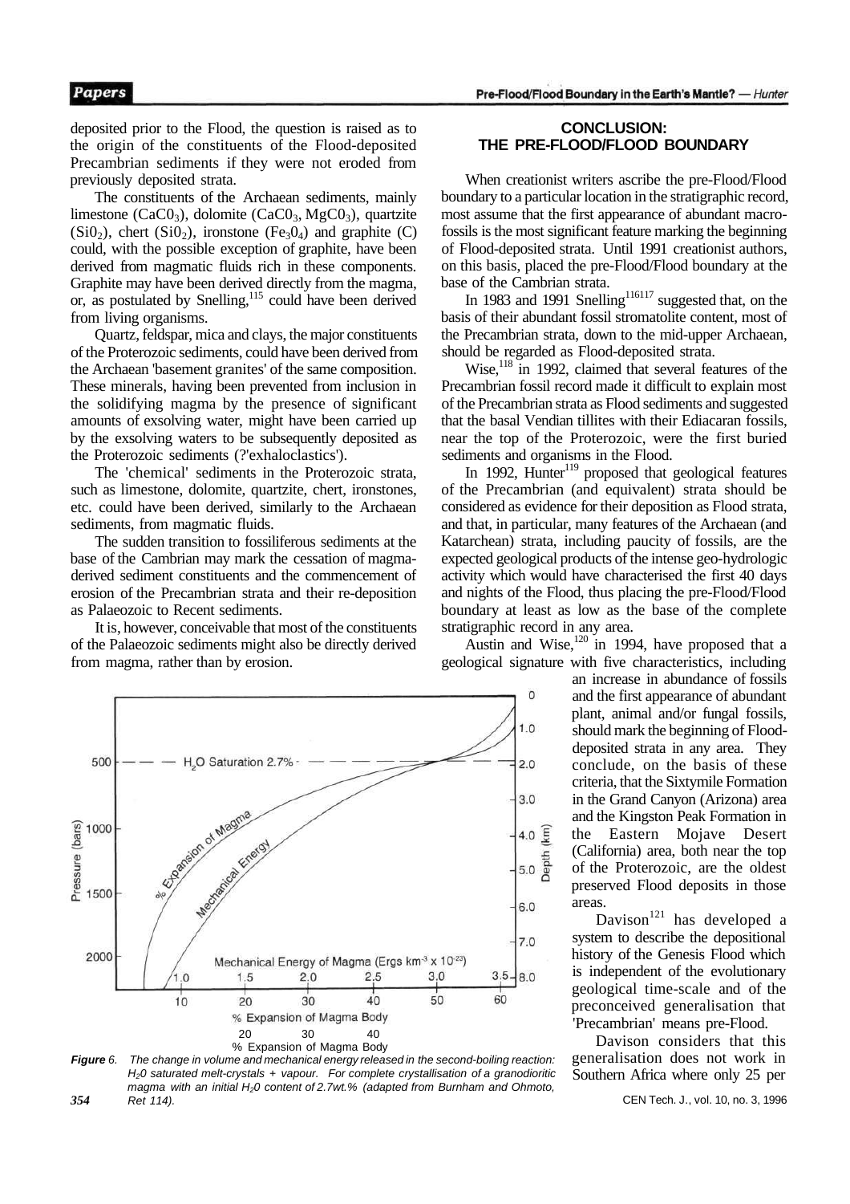deposited prior to the Flood, the question is raised as to the origin of the constituents of the Flood-deposited Precambrian sediments if they were not eroded from previously deposited strata.

The constituents of the Archaean sediments, mainly limestone ($CaCO_3$), dolomite ($CaCO_3$, $MgCO_3$), quartzite ($SiO_2$), chert ($SiO_2$), ironstone ($Fe_3O_4$) and graphite (C) could, with the possible exception of graphite, have been derived from magmatic fluids rich in these components. Graphite may have been derived directly from the magma, or, as postulated by Snelling,[115] could have been derived from living organisms.

Quartz, feldspar, mica and clays, the major constituents of the Proterozoic sediments, could have been derived from the Archaean 'basement granites' of the same composition. These minerals, having been prevented from inclusion in the solidifying magma by the presence of significant amounts of exsolving water, might have been carried up by the exsolving waters to be subsequently deposited as the Proterozoic sediments (?'exhaloclastics').

The 'chemical' sediments in the Proterozoic strata, such as limestone, dolomite, quartzite, chert, ironstones, etc. could have been derived, similarly to the Archaean sediments, from magmatic fluids.

The sudden transition to fossiliferous sediments at the base of the Cambrian may mark the cessation of magma-derived sediment constituents and the commencement of erosion of the Precambrian strata and their re-deposition as Palaeozoic to Recent sediments.

It is, however, conceivable that most of the constituents of the Palaeozoic sediments might also be directly derived from magma, rather than by erosion.

**Figure 6.** *The change in volume and mechanical energy released in the second-boiling reaction: $H_2O$ saturated melt-crystals + vapour. For complete crystallisation of a granodioritic magma with an initial $H_2O$ content of 2.7wt.% (adapted from Burnham and Ohmoto, Ref 114).*

## CONCLUSION: THE PRE-FLOOD/FLOOD BOUNDARY

When creationist writers ascribe the pre-Flood/Flood boundary to a particular location in the stratigraphic record, most assume that the first appearance of abundant macro-fossils is the most significant feature marking the beginning of Flood-deposited strata. Until 1991 creationist authors, on this basis, placed the pre-Flood/Flood boundary at the base of the Cambrian strata.

In 1983 and 1991 Snelling[116,117] suggested that, on the basis of their abundant fossil stromatolite content, most of the Precambrian strata, down to the mid-upper Archaean, should be regarded as Flood-deposited strata.

Wise,[118] in 1992, claimed that several features of the Precambrian fossil record made it difficult to explain most of the Precambrian strata as Flood sediments and suggested that the basal Vendian tillites with their Ediacaran fossils, near the top of the Proterozoic, were the first buried sediments and organisms in the Flood.

In 1992, Hunter[119] proposed that geological features of the Precambrian (and equivalent) strata should be considered as evidence for their deposition as Flood strata, and that, in particular, many features of the Archaean (and Katarchean) strata, including paucity of fossils, are the expected geological products of the intense geo-hydrologic activity which would have characterised the first 40 days and nights of the Flood, thus placing the pre-Flood/Flood boundary at least as low as the base of the complete stratigraphic record in any area.

Austin and Wise,[120] in 1994, have proposed that a geological signature with five characteristics, including an increase in abundance of fossils and the first appearance of abundant plant, animal and/or fungal fossils, should mark the beginning of Flood-deposited strata in any area. They conclude, on the basis of these criteria, that the Sixtymile Formation in the Grand Canyon (Arizona) area and the Kingston Peak Formation in the Eastern Mojave Desert (California) area, both near the top of the Proterozoic, are the oldest preserved Flood deposits in those areas.

Davison[121] has developed a system to describe the depositional history of the Genesis Flood which is independent of the evolutionary geological time-scale and of the preconceived generalisation that 'Precambrian' means pre-Flood.

Davison considers that this generalisation does not work in Southern Africa where only 25 per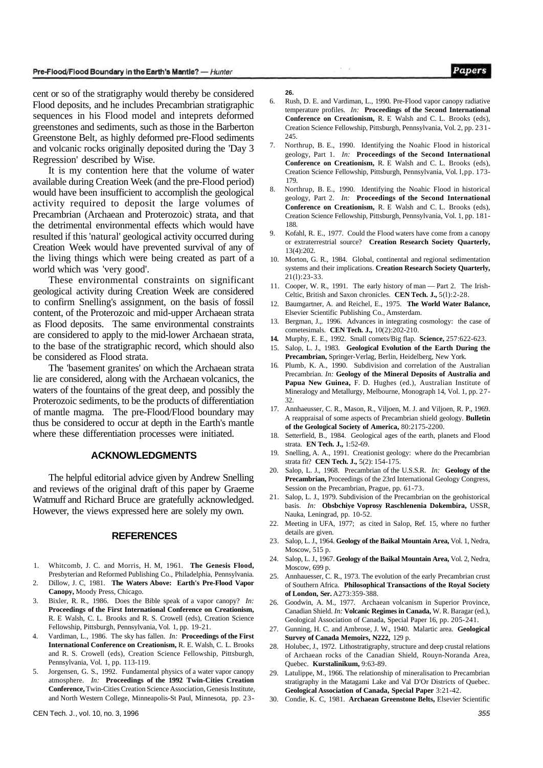cent or so of the stratigraphy would thereby be considered Flood deposits, and he includes Precambrian stratigraphic sequences in his Flood model and inteprets deformed greenstones and sediments, such as those in the Barberton Greenstone Belt, as highly deformed pre-Flood sediments and volcanic rocks originally deposited during the 'Day 3 Regression' described by Wise.

It is my contention here that the volume of water available during Creation Week (and the pre-Flood period) would have been insufficient to accomplish the geological activity required to deposit the large volumes of Precambrian (Archaean and Proterozoic) strata, and that the detrimental environmental effects which would have resulted if this 'natural' geological activity occurred during Creation Week would have prevented survival of any of the living things which were being created as part of a world which was 'very good'.

These environmental constraints on significant geological activity during Creation Week are considered to confirm Snelling's assignment, on the basis of fossil content, of the Proterozoic and mid-upper Archaean strata as Flood deposits. The same environmental constraints are considered to apply to the mid-lower Archaean strata, to the base of the stratigraphic record, which should also be considered as Flood strata.

The 'basement granites' on which the Archaean strata lie are considered, along with the Archaean volcanics, the waters of the fountains of the great deep, and possibly the Proterozoic sediments, to be the products of differentiation of mantle magma. The pre-Flood/Flood boundary may thus be considered to occur at depth in the Earth's mantle where these differentiation processes were initiated.

## ACKNOWLEDGMENTS

The helpful editorial advice given by Andrew Snelling and reviews of the original draft of this paper by Graeme Watmuff and Richard Bruce are gratefully acknowledged. However, the views expressed here are solely my own.

## REFERENCES

1. Whitcomb, J. C. and Morris, H. M, 1961. **The Genesis Flood,** Presbyterian and Reformed Publishing Co., Philadelphia, Pennsylvania.
2. Dillow, J. C, 1981. **The Waters Above: Earth's Pre-Flood Vapor Canopy,** Moody Press, Chicago.
3. Bixler, R. R., 1986. Does the Bible speak of a vapor canopy? *In:* **Proceedings of the First International Conference on Creationism,** R. E Walsh, C. L. Brooks and R. S. Crowell (eds), Creation Science Fellowship, Pittsburgh, Pennsylvania, Vol. 1, pp. 19-21.
4. Vardiman, L., 1986. The sky has fallen. *In:* **Proceedings of the First International Conference on Creationism,** R. E. Walsh, C. L. Brooks and R. S. Crowell (eds), Creation Science Fellowship, Pittsburgh, Pennsylvania, Vol. 1, pp. 113-119.
5. Jorgensen, G. S., 1992. Fundamental physics of a water vapor canopy atmosphere. *In:* **Proceedings of the 1992 Twin-Cities Creation Conference,** Twin-Cities Creation Science Association, Genesis Institute, and North Western College, Minneapolis-St Paul, Minnesota, pp. 23-26.
6. Rush, D. E. and Vardiman, L., 1990. Pre-Flood vapor canopy radiative temperature profiles. *In:* **Proceedings of the Second International Conference on Creationism,** R. E Walsh and C. L. Brooks (eds), Creation Science Fellowship, Pittsburgh, Pennsylvania, Vol. 2, pp. 231-245.
7. Northrup, B. E., 1990. Identifying the Noahic Flood in historical geology, Part 1. *In:* **Proceedings of the Second International Conference on Creationism,** R. E Walsh and C. L. Brooks (eds), Creation Science Fellowship, Pittsburgh, Pennsylvania, Vol. 1, pp. 173-179.
8. Northrup, B. E., 1990. Identifying the Noahic Flood in historical geology, Part 2. *In:* **Proceedings of the Second International Conference on Creationism,** R. E Walsh and C. L. Brooks (eds), Creation Science Fellowship, Pittsburgh, Pennsylvania, Vol. 1, pp. 181-188.
9. Kofahl, R. E., 1977. Could the Flood waters have come from a canopy or extraterrestrial source? **Creation Research Society Quarterly,** 13(4):202.
10. Morton, G. R., 1984. Global, continental and regional sedimentation systems and their implications. **Creation Research Society Quarterly,** 21(l):23-33.
11. Cooper, W. R., 1991. The early history of man — Part 2. The Irish-Celtic, British and Saxon chronicles. **CEN Tech. J.,** 5(l):2-28.
12. Baumgartner, A. and Reichel, E., 1975. **The World Water Balance,** Elsevier Scientific Publishing Co., Amsterdam.
13. Bergman, J.,. 1996. Advances in integrating cosmology: the case of cometesimals. **CEN Tech. J.,** 10(2):202-210.
14. Murphy, E. E., 1992. Small comets/Big flap. **Science,** 257:622-623.
15. Salop, L. J., 1983. **Geological Evolution of the Earth During the Precambrian,** Springer-Verlag, Berlin, Heidelberg, New York.
16. Plumb, K. A., 1990. Subdivision and correlation of the Australian Precambrian. *In:* **Geology of the Mineral Deposits of Australia and Papua New Guinea,** F. D. Hughes (ed.), Australian Institute of Mineralogy and Metallurgy, Melbourne, Monograph 14, Vol. 1, pp. 27-32.
17. Annhaeusser, C. R., Mason, R., Viljoen, M. J. and Viljoen, R. P., 1969. A reappraisal of some aspects of Precambrian shield geology. **Bulletin of the Geological Society of America,** 80:2175-2200.
18. Setterfield, B., 1984. Geological ages of the earth, planets and Flood strata. **EN Tech. J.,** 1:52-69.
19. Snelling, A. A., 1991. Creationist geology: where do the Precambrian strata fit? **CEN Tech. J.,** 5(2): 154-175.
20. Salop, L. J., 1968. Precambrian of the U.S.S.R. *In:* **Geology of the Precambrian,** Proceedings of the 23rd International Geology Congress, Session on the Precambrian, Prague, pp. 61-73.
21. Salop, L. J., 1979. Subdivision of the Precambrian on the geohistorical basis. *In:* **Obsbchiye Voprosy Raschlenenia Dokembira,** USSR, Nauka, Leningrad, pp. 10-52.
22. Meeting in UFA, 1977; as cited in Salop, Ref. 15, where no further details are given.
23. Salop, L. J., 1964. **Geology of the Baikal Mountain Area,** Vol. 1, Nedra, Moscow, 515 p.
24. Salop, L. J., 1967. **Geology of the Baikal Mountain Area,** Vol. 2, Nedra, Moscow, 699 p.
25. Annhaeusser, C. R., 1973. The evolution of the early Precambrian crust of Southern Africa. **Philosophical Transactions of the Royal Society of London, Ser.** A273:359-388.
26. Goodwin, A. M., 1977. Archaean volcanism in Superior Province, Canadian Shield. *In:* **Volcanic Regimes in Canada,** W. R. Baragar (ed.), Geological Association of Canada, Special Paper 16, pp. 205-241.
27. Gunning, H. C. and Ambrose, J. W., 1940. Malartic area. **Geological Survey of Canada Memoirs, N222,** 129 p.
28. Holubec, J., 1972. Lithostratigraphy, structure and deep crustal relations of Archaean rocks of the Canadian Shield, Rouyn-Noranda Area, Quebec. **Kurstalinikum,** 9:63-89.
29. Latulippe, M., 1966. The relationship of mineralisation to Precambrian stratigraphy in the Matagami Lake and Val D'Or Districts of Quebec. **Geological Association of Canada, Special Paper** 3:21-42.
30. Condie, K. C, 1981. **Archaean Greenstone Belts,** Elsevier Scientific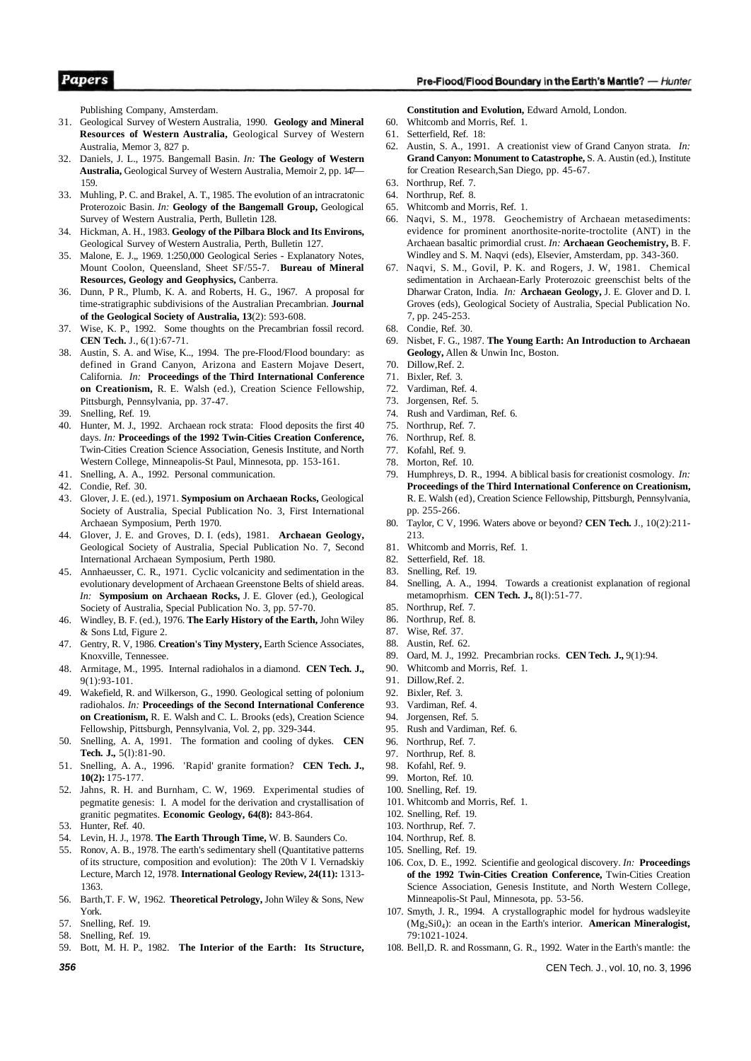Publishing Company, Amsterdam.

31. Geological Survey of Western Australia, 1990. **Geology and Mineral Resources of Western Australia,** Geological Survey of Western Australia, Memoir 3, 827 p.
32. Daniels, J. L., 1975. Bangemall Basin. *In:* **The Geology of Western Australia,** Geological Survey of Western Australia, Memoir 2, pp. 147—159.
33. Muhling, P. C. and Brakel, A. T., 1985. The evolution of an intracratonic Proterozoic Basin. *In:* **Geology of the Bangemall Group,** Geological Survey of Western Australia, Perth, Bulletin 128.
34. Hickman, A. H., 1983. **Geology of the Pilbara Block and Its Environs,** Geological Survey of Western Australia, Perth, Bulletin 127.
35. Malone, E. J.,, 1969. 1:250,000 Geological Series - Explanatory Notes, Mount Coolon, Queensland, Sheet SF/55-7. **Bureau of Mineral Resources, Geology and Geophysics,** Canberra.
36. Dunn, P R., Plumb, K. A. and Roberts, H. G., 1967. A proposal for time-stratigraphic subdivisions of the Australian Precambrian. **Journal of the Geological Society of Australia, 13**(2): 593-608.
37. Wise, K. P., 1992. Some thoughts on the Precambrian fossil record. **CEN Tech.** J., 6(1):67-71.
38. Austin, S. A. and Wise, K.., 1994. The pre-Flood/Flood boundary: as defined in Grand Canyon, Arizona and Eastern Mojave Desert, California. *In:* **Proceedings of the Third International Conference on Creationism,** R. E. Walsh (ed.), Creation Science Fellowship, Pittsburgh, Pennsylvania, pp. 37-47.
39. Snelling, Ref. 19.
40. Hunter, M. J., 1992. Archaean rock strata: Flood deposits the first 40 days. *In:* **Proceedings of the 1992 Twin-Cities Creation Conference,** Twin-Cities Creation Science Association, Genesis Institute, and North Western College, Minneapolis-St Paul, Minnesota, pp. 153-161.
41. Snelling, A. A., 1992. Personal communication.
42. Condie, Ref. 30.
43. Glover, J. E. (ed.), 1971. **Symposium on Archaean Rocks,** Geological Society of Australia, Special Publication No. 3, First International Archaean Symposium, Perth 1970.
44. Glover, J. E. and Groves, D. I. (eds), 1981. **Archaean Geology,** Geological Society of Australia, Special Publication No. 7, Second International Archaean Symposium, Perth 1980.
45. Annhaeusser, C. R., 1971. Cyclic volcanicity and sedimentation in the evolutionary development of Archaean Greenstone Belts of shield areas. *In:* **Symposium on Archaean Rocks,** J. E. Glover (ed.), Geological Society of Australia, Special Publication No. 3, pp. 57-70.
46. Windley, B. F. (ed.), 1976. **The Early History of the Earth,** John Wiley & Sons Ltd, Figure 2.
47. Gentry, R. V, 1986. **Creation's Tiny Mystery,** Earth Science Associates, Knoxville, Tennessee.
48. Armitage, M., 1995. Internal radiohalos in a diamond. **CEN Tech. J.,** 9(1):93-101.
49. Wakefield, R. and Wilkerson, G., 1990. Geological setting of polonium radiohalos. *In:* **Proceedings of the Second International Conference on Creationism,** R. E. Walsh and C. L. Brooks (eds), Creation Science Fellowship, Pittsburgh, Pennsylvania, Vol. 2, pp. 329-344.
50. Snelling, A. A, 1991. The formation and cooling of dykes. **CEN Tech. J.,** 5(l):81-90.
51. Snelling, A. A., 1996. 'Rapid' granite formation? **CEN Tech. J., 10(2):** 175-177.
52. Jahns, R. H. and Burnham, C. W, 1969. Experimental studies of pegmatite genesis: I. A model for the derivation and crystallisation of granitic pegmatites. **Economic Geology, 64(8):** 843-864.
53. Hunter, Ref. 40.
54. Levin, H. J., 1978. **The Earth Through Time,** W. B. Saunders Co.
55. Ronov, A. B., 1978. The earth's sedimentary shell (Quantitative patterns of its structure, composition and evolution): The 20th V I. Vernadskiy Lecture, March 12, 1978. **International Geology Review, 24(11):** 1313-1363.
56. Barth,T. F. W, 1962. **Theoretical Petrology,** John Wiley & Sons, New York.
57. Snelling, Ref. 19.
58. Snelling, Ref. 19.
59. Bott, M. H. P., 1982. **The Interior of the Earth: Its Structure, Constitution and Evolution,** Edward Arnold, London.
60. Whitcomb and Morris, Ref. 1.
61. Setterfield, Ref. 18:
62. Austin, S. A., 1991. A creationist view of Grand Canyon strata. *In:* **Grand Canyon: Monument to Catastrophe,** S. A. Austin (ed.), Institute for Creation Research,San Diego, pp. 45-67.
63. Northrup, Ref. 7.
64. Northrup, Ref. 8.
65. Whitcomb and Morris, Ref. 1.
66. Naqvi, S. M., 1978. Geochemistry of Archaean metasediments: evidence for prominent anorthosite-norite-troctolite (ANT) in the Archaean basaltic primordial crust. *In:* **Archaean Geochemistry,** B. F. Windley and S. M. Naqvi (eds), Elsevier, Amsterdam, pp. 343-360.
67. Naqvi, S. M., Govil, P. K. and Rogers, J. W, 1981. Chemical sedimentation in Archaean-Early Proterozoic greenschist belts of the Dharwar Craton, India. *In:* **Archaean Geology,** J. E. Glover and D. I. Groves (eds), Geological Society of Australia, Special Publication No. 7, pp. 245-253.
68. Condie, Ref. 30.
69. Nisbet, F. G., 1987. **The Young Earth: An Introduction to Archaean Geology,** Allen & Unwin Inc, Boston.
70. Dillow,Ref. 2.
71. Bixler, Ref. 3.
72. Vardiman, Ref. 4.
73. Jorgensen, Ref. 5.
74. Rush and Vardiman, Ref. 6.
75. Northrup, Ref. 7.
76. Northrup, Ref. 8.
77. Kofahl, Ref. 9.
78. Morton, Ref. 10.
79. Humphreys, D. R., 1994. A biblical basis for creationist cosmology. *In:* **Proceedings of the Third International Conference on Creationism,** R. E. Walsh (ed), Creation Science Fellowship, Pittsburgh, Pennsylvania, pp. 255-266.
80. Taylor, C V, 1996. Waters above or beyond? **CEN Tech.** J., 10(2):211-213.
81. Whitcomb and Morris, Ref. 1.
82. Setterfield, Ref. 18.
83. Snelling, Ref. 19.
84. Snelling, A. A., 1994. Towards a creationist explanation of regional metamoprhism. **CEN Tech. J.,** 8(l):51-77.
85. Northrup, Ref. 7.
86. Northrup, Ref. 8.
87. Wise, Ref. 37.
88. Austin, Ref. 62.
89. Oard, M. J., 1992. Precambrian rocks. **CEN Tech. J.,** 9(1):94.
90. Whitcomb and Morris, Ref. 1.
91. Dillow,Ref. 2.
92. Bixler, Ref. 3.
93. Vardiman, Ref. 4.
94. Jorgensen, Ref. 5.
95. Rush and Vardiman, Ref. 6.
96. Northrup, Ref. 7.
97. Northrup, Ref. 8.
98. Kofahl, Ref. 9.
99. Morton, Ref. 10.
100. Snelling, Ref. 19.
101. Whitcomb and Morris, Ref. 1.
102. Snelling, Ref. 19.
103. Northrup, Ref. 7.
104. Northrup, Ref. 8.
105. Snelling, Ref. 19.
106. Cox, D. E., 1992. Scientifie and geological discovery. *In:* **Proceedings of the 1992 Twin-Cities Creation Conference,** Twin-Cities Creation Science Association, Genesis Institute, and North Western College, Minneapolis-St Paul, Minnesota, pp. 53-56.
107. Smyth, J. R., 1994. A crystallographic model for hydrous wadsleyite ($Mg_2SiO_4$): an ocean in the Earth's interior. **American Mineralogist,** 79:1021-1024.
108. Bell,D. R. and Rossmann, G. R., 1992. Water in the Earth's mantle: the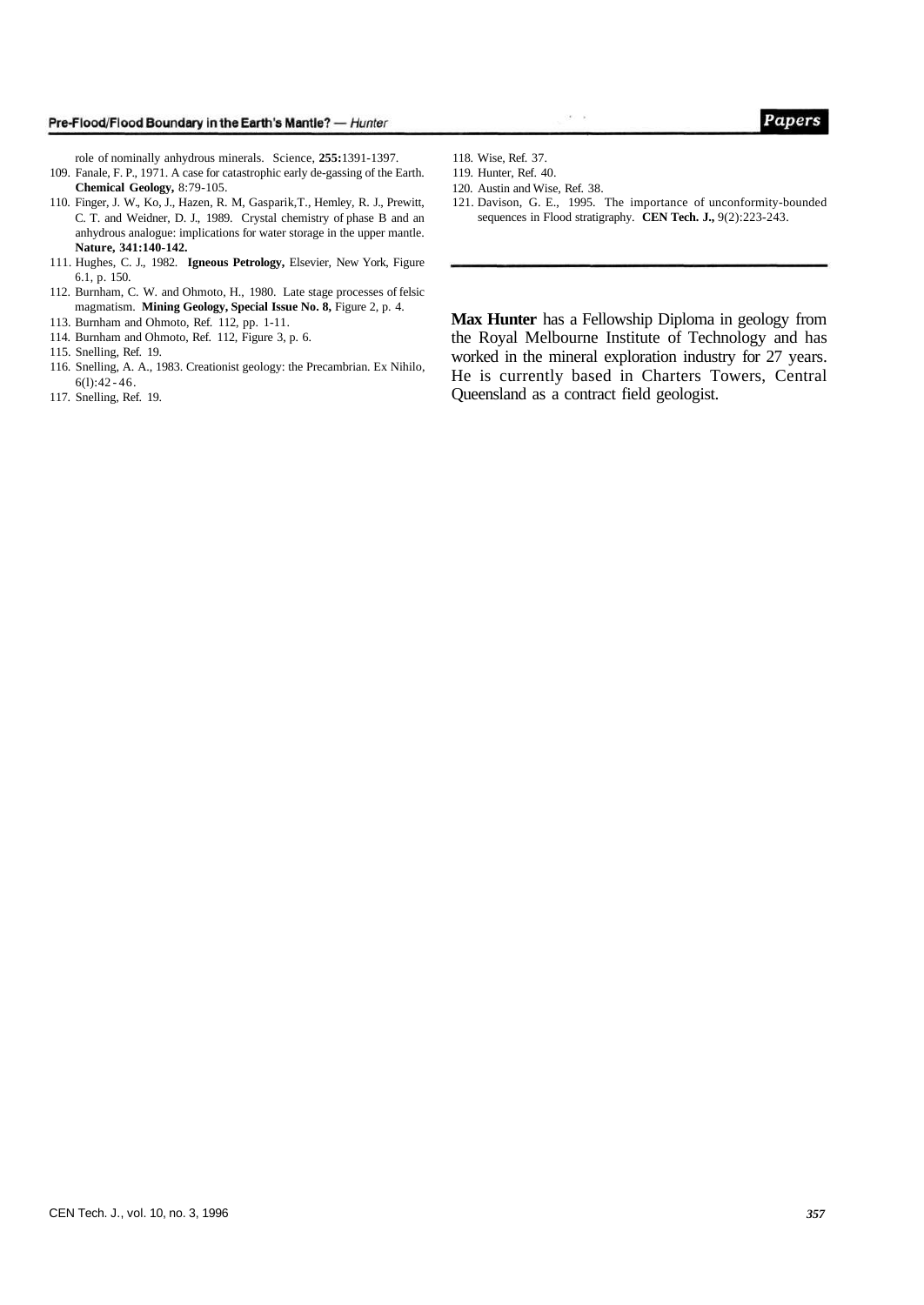role of nominally anhydrous minerals. Science, **255:**1391-1397.

109. Fanale, F. P., 1971. A case for catastrophic early de-gassing of the Earth. **Chemical Geology,** 8:79-105.
110. Finger, J. W., Ko, J., Hazen, R. M, Gasparik,T., Hemley, R. J., Prewitt, C. T. and Weidner, D. J., 1989. Crystal chemistry of phase B and an anhydrous analogue: implications for water storage in the upper mantle. **Nature, 341:140-142.**
111. Hughes, C. J., 1982. **Igneous Petrology,** Elsevier, New York, Figure 6.1, p. 150.
112. Burnham, C. W. and Ohmoto, H., 1980. Late stage processes of felsic magmatism. **Mining Geology, Special Issue No. 8,** Figure 2, p. 4.
113. Burnham and Ohmoto, Ref. 112, pp. 1-11.
114. Burnham and Ohmoto, Ref. 112, Figure 3, p. 6.
115. Snelling, Ref. 19.
116. Snelling, A. A., 1983. Creationist geology: the Precambrian. Ex Nihilo, 6(l):42-46.
117. Snelling, Ref. 19.
118. Wise, Ref. 37.
119. Hunter, Ref. 40.
120. Austin and Wise, Ref. 38.
121. Davison, G. E., 1995. The importance of unconformity-bounded sequences in Flood stratigraphy. **CEN Tech. J.,** 9(2):223-243.

---

**Max Hunter** has a Fellowship Diploma in geology from the Royal Melbourne Institute of Technology and has worked in the mineral exploration industry for 27 years. He is currently based in Charters Towers, Central Queensland as a contract field geologist.